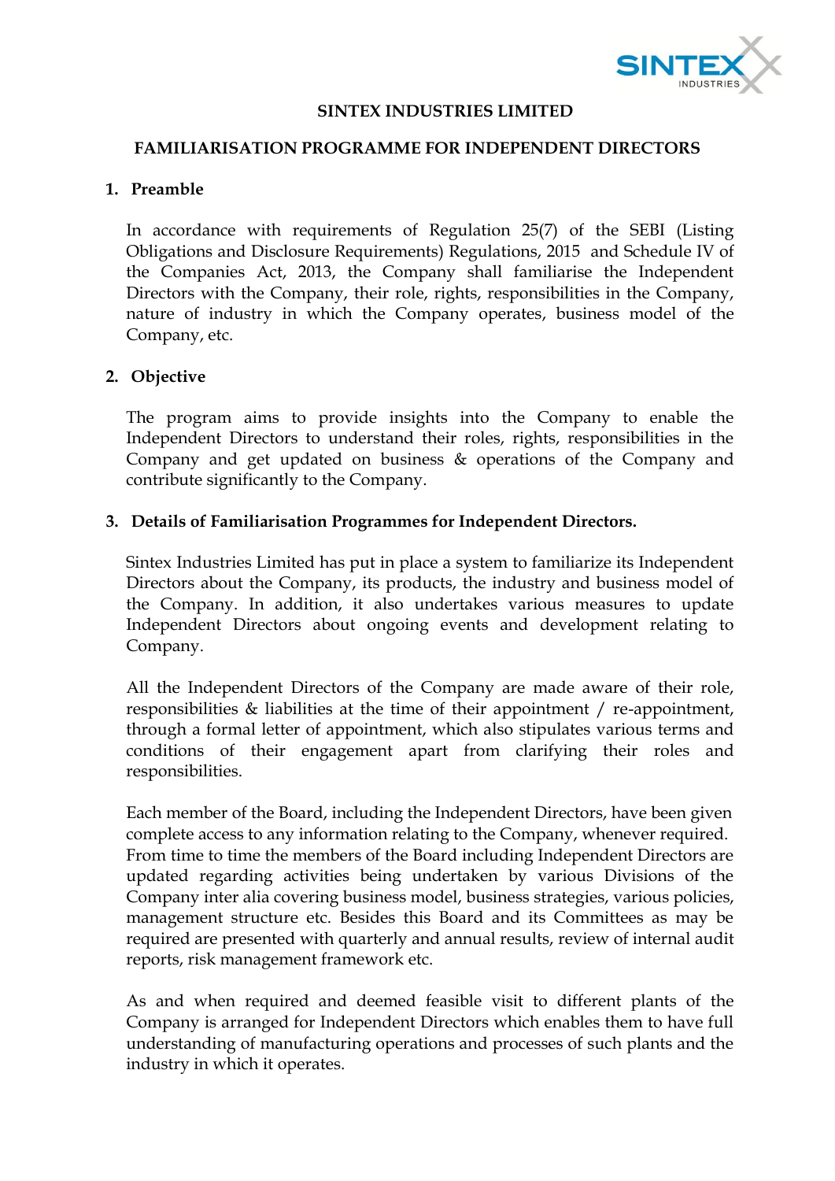# SINTEX INDUSTRIES LIMITED

## FAMILIARISATION PROGRAMME FOR INDEPENDENT DIRECTORS

### 1. Preamble

In accordance with requirements of Regulation 25(7) of the SEBI (Listing Obligations and Disclosure Requirements) Regulations, 2015 and Schedule IV of the Companies Act, 2013, the Company shall familiarise the Independent Directors with the Company, their role, rights, responsibilities in the Company, nature of industry in which the Company operates, business model of the Company, etc.

### 2. Objective

The program aims to provide insights into the Company to enable the Independent Directors to understand their roles, rights, responsibilities in the Company and get updated on business & operations of the Company and contribute significantly to the Company.

### 3. Details of Familiarisation Programmes for Independent Directors.

Sintex Industries Limited has put in place a system to familiarize its Independent Directors about the Company, its products, the industry and business model of the Company. In addition, it also undertakes various measures to update Independent Directors about ongoing events and development relating to Company.

All the Independent Directors of the Company are made aware of their role, responsibilities & liabilities at the time of their appointment / re-appointment, through a formal letter of appointment, which also stipulates various terms and conditions of their engagement apart from clarifying their roles and responsibilities.

Each member of the Board, including the Independent Directors, have been given complete access to any information relating to the Company, whenever required. From time to time the members of the Board including Independent Directors are updated regarding activities being undertaken by various Divisions of the Company inter alia covering business model, business strategies, various policies, management structure etc. Besides this Board and its Committees as may be required are presented with quarterly and annual results, review of internal audit reports, risk management framework etc.

As and when required and deemed feasible visit to different plants of the Company is arranged for Independent Directors which enables them to have full understanding of manufacturing operations and processes of such plants and the industry in which it operates.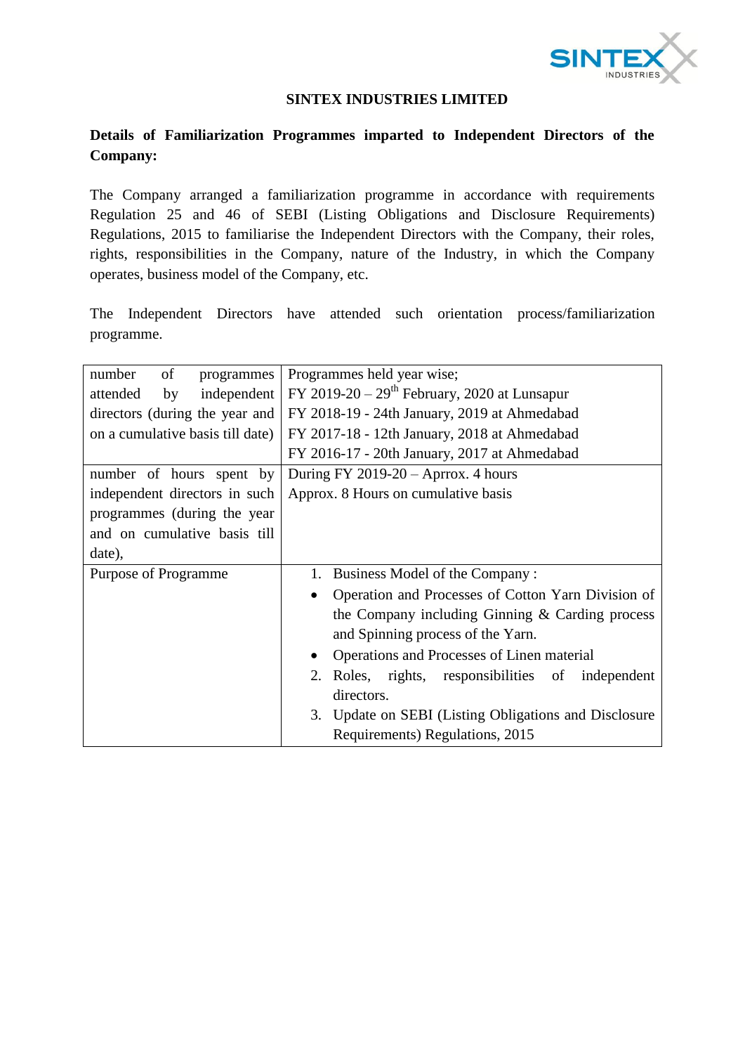## SINTEX INDUSTRIES LIMITED

**Details of Familiarization Programmes imparted to Independent Directors of the Company:**

The Company arranged a familiarization programme in accordance with requirements Regulation 25 and 46 of SEBI (Listing Obligations and Disclosure Requirements) Regulations, 2015 to familiarise the Independent Directors with the Company, their roles, rights, responsibilities in the Company, nature of the Industry, in which the Company operates, business model of the Company, etc.

The Independent Directors have attended such orientation process/familiarization programme.

| | |
|---|---|
| number of programmes attended by independent directors (during the year and on a cumulative basis till date) | Programmes held year wise;<br>FY 2019-20 – 29th February, 2020 at Lunsapur<br>FY 2018-19 - 24th January, 2019 at Ahmedabad<br>FY 2017-18 - 12th January, 2018 at Ahmedabad<br>FY 2016-17 - 20th January, 2017 at Ahmedabad |
| number of hours spent by independent directors in such programmes (during the year and on cumulative basis till date), | During FY 2019-20 – Aprrox. 4 hours<br>Approx. 8 Hours on cumulative basis |
| Purpose of Programme | 1. Business Model of the Company :<br>• Operation and Processes of Cotton Yarn Division of the Company including Ginning & Carding process and Spinning process of the Yarn.<br>• Operations and Processes of Linen material<br>2. Roles, rights, responsibilities of independent directors.<br>3. Update on SEBI (Listing Obligations and Disclosure Requirements) Regulations, 2015 |